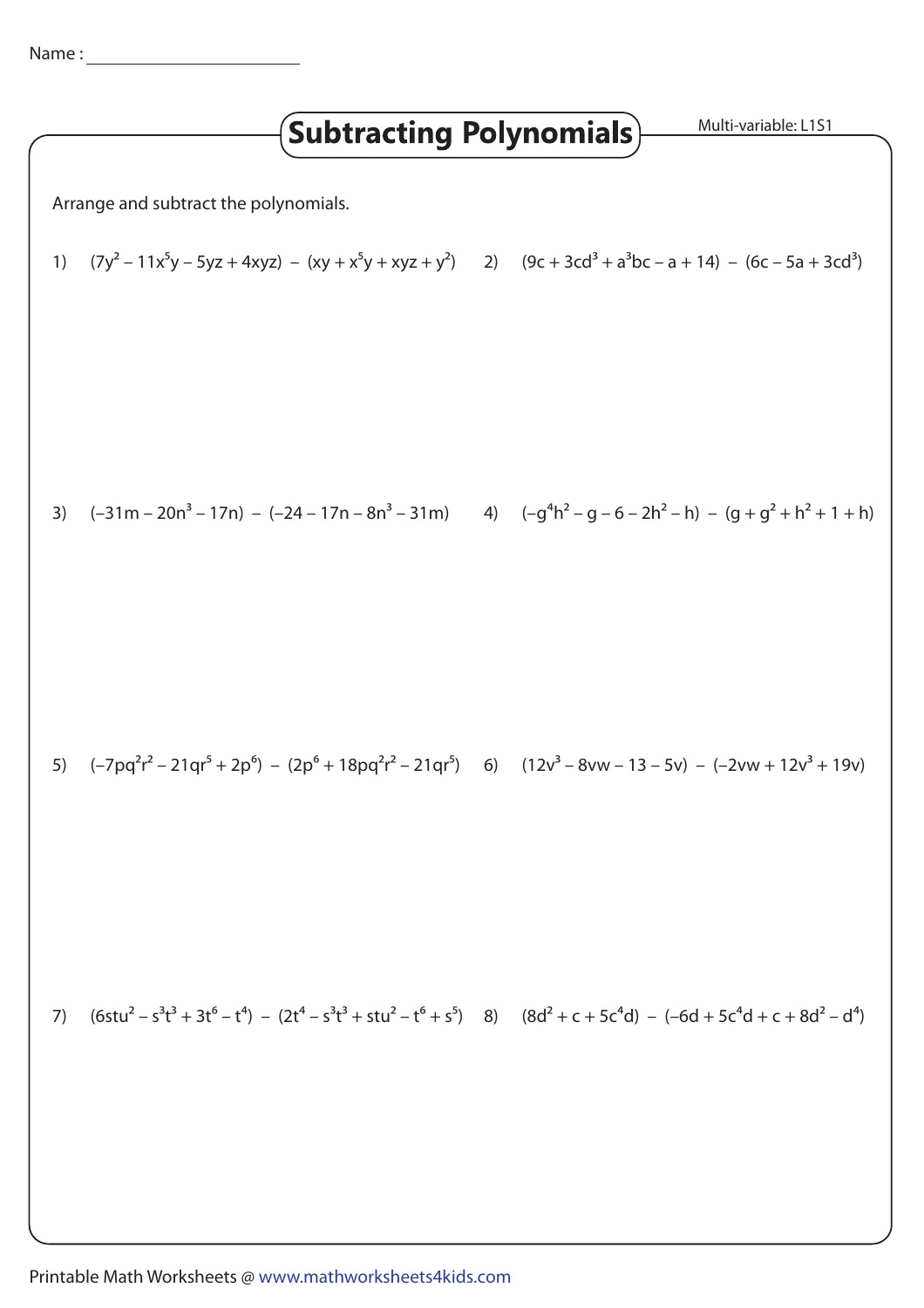Name : ______________________

# Subtracting Polynomials

Multi-variable: L1S1

Arrange and subtract the polynomials.

1) $(7y^2 - 11x^5y - 5yz + 4xyz) - (xy + x^5y + xyz + y^2)$

2) $(9c + 3cd^3 + a^3bc - a + 14) - (6c - 5a + 3cd^3)$

3) $(-31m - 20n^3 - 17n) - (-24 - 17n - 8n^3 - 31m)$

4) $(-g^4h^2 - g - 6 - 2h^2 - h) - (g + g^2 + h^2 + 1 + h)$

5) $(-7pq^2r^2 - 21qr^5 + 2p^6) - (2p^6 + 18pq^2r^2 - 21qr^5)$

6) $(12v^3 - 8vw - 13 - 5v) - (-2vw + 12v^3 + 19v)$

7) $(6stu^2 - s^3t^3 + 3t^6 - t^4) - (2t^4 - s^3t^3 + stu^2 - t^6 + s^5)$

8) $(8d^2 + c + 5c^4d) - (-6d + 5c^4d + c + 8d^2 - d^4)$

Printable Math Worksheets @ www.mathworksheets4kids.com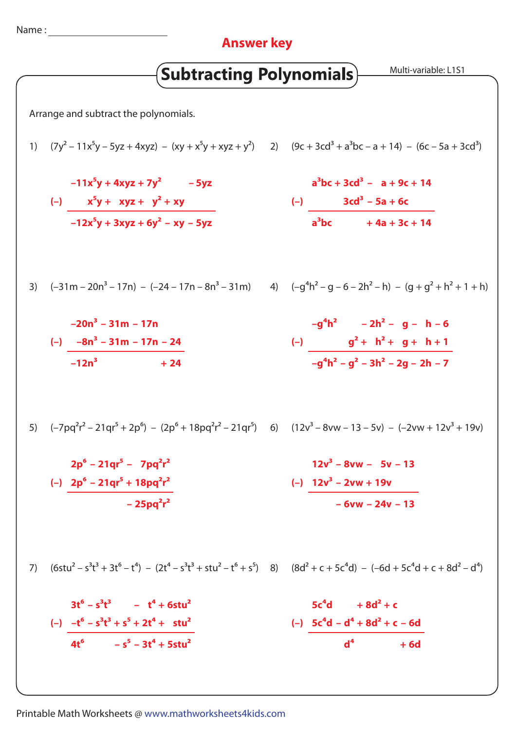Name :

**Answer key**

# Subtracting Polynomials

Multi-variable: L1S1

Arrange and subtract the polynomials.

1) $(7y^2 - 11x^5y - 5yz + 4xyz) - (xy + x^5y + xyz + y^2)$

$$\begin{array}{r} -11x^5y + 4xyz + 7y^2 \qquad - 5yz \\ (-) \quad x^5y + xyz + y^2 + xy \qquad\quad \\ \hline -12x^5y + 3xyz + 6y^2 - xy - 5yz \end{array}$$

2) $(9c + 3cd^3 + a^3bc - a + 14) - (6c - 5a + 3cd^3)$

$$\begin{array}{r} a^3bc + 3cd^3 - a + 9c + 14 \\ (-) \quad 3cd^3 - 5a + 6c \qquad \\ \hline a^3bc \qquad + 4a + 3c + 14 \end{array}$$

3) $(-31m - 20n^3 - 17n) - (-24 - 17n - 8n^3 - 31m)$

$$\begin{array}{r} -20n^3 - 31m - 17n \qquad \\ (-) \quad -8n^3 - 31m - 17n - 24 \\ \hline -12n^3 \qquad\qquad + 24 \end{array}$$

4) $(-g^4h^2 - g - 6 - 2h^2 - h) - (g + g^2 + h^2 + 1 + h)$

$$\begin{array}{r} -g^4h^2 \qquad - 2h^2 - g - h - 6 \\ (-) \quad g^2 + h^2 + g + h + 1 \\ \hline -g^4h^2 - g^2 - 3h^2 - 2g - 2h - 7 \end{array}$$

5) $(-7pq^2r^2 - 21qr^5 + 2p^6) - (2p^6 + 18pq^2r^2 - 21qr^5)$

$$\begin{array}{r} 2p^6 - 21qr^5 - 7pq^2r^2 \\ (-) \quad 2p^6 - 21qr^5 + 18pq^2r^2 \\ \hline - 25pq^2r^2 \end{array}$$

6) $(12v^3 - 8vw - 13 - 5v) - (-2vw + 12v^3 + 19v)$

$$\begin{array}{r} 12v^3 - 8vw - 5v - 13 \\ (-) \quad 12v^3 - 2vw + 19v \qquad \\ \hline - 6vw - 24v - 13 \end{array}$$

7) $(6stu^2 - s^3t^3 + 3t^6 - t^4) - (2t^4 - s^3t^3 + stu^2 - t^6 + s^5)$

$$\begin{array}{r} 3t^6 - s^3t^3 \qquad - t^4 + 6stu^2 \\ (-) \quad -t^6 - s^3t^3 + s^5 + 2t^4 + stu^2 \\ \hline 4t^6 \qquad - s^5 - 3t^4 + 5stu^2 \end{array}$$

8) $(8d^2 + c + 5c^4d) - (-6d + 5c^4d + c + 8d^2 - d^4)$

$$\begin{array}{r} 5c^4d \qquad + 8d^2 + c \qquad \\ (-) \quad 5c^4d - d^4 + 8d^2 + c - 6d \\ \hline d^4 \qquad\qquad + 6d \end{array}$$

Printable Math Worksheets @ www.mathworksheets4kids.com